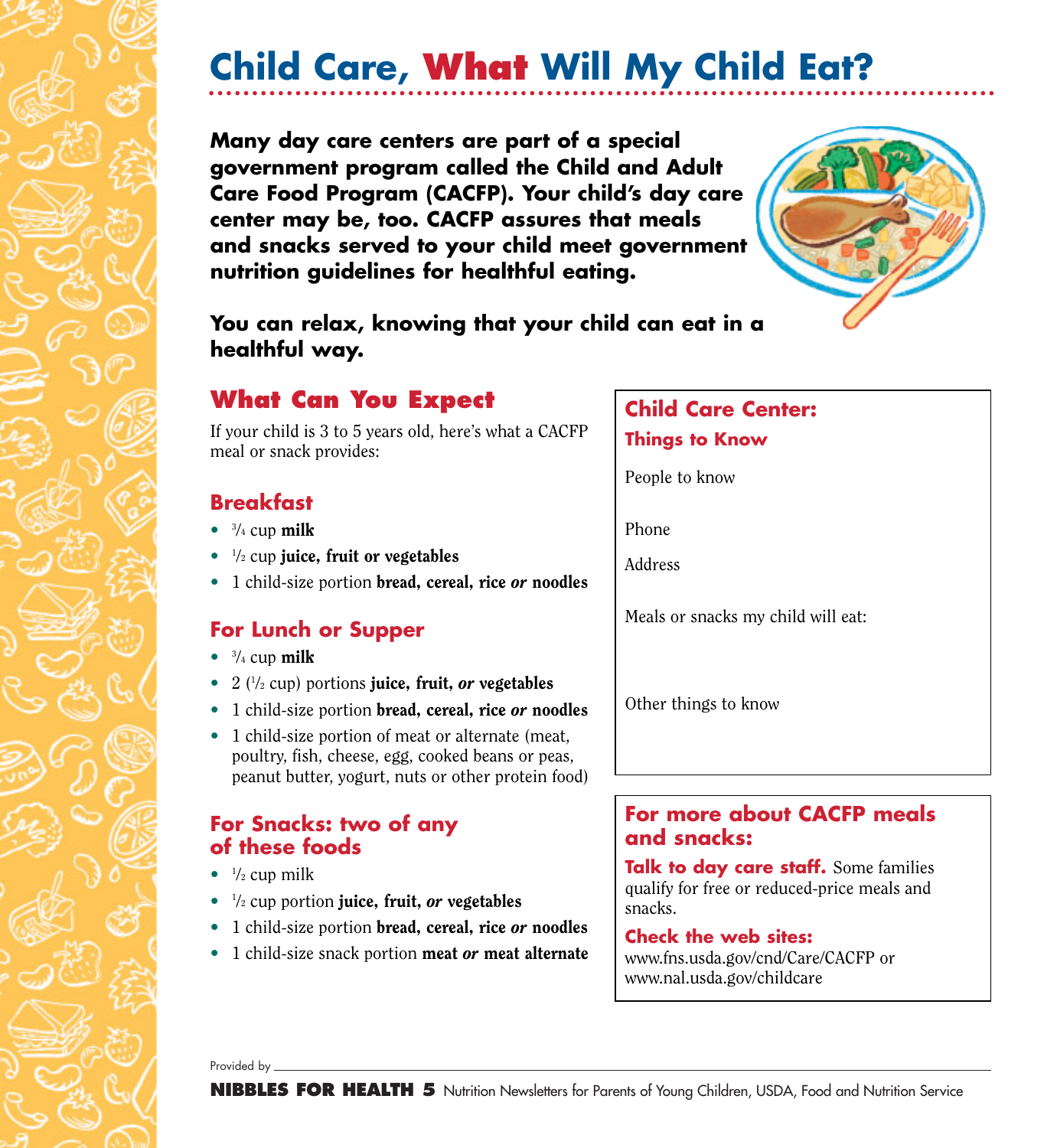# Child Care, What Will My Child Eat?

**Many day care centers are part of a special government program called the Child and Adult Care Food Program (CACFP). Your child's day care center may be, too. CACFP assures that meals and snacks served to your child meet government nutrition guidelines for healthful eating.**

**You can relax, knowing that your child can eat in a healthful way.**

## What Can You Expect

If your child is 3 to 5 years old, here's what a CACFP meal or snack provides:

### Breakfast

- 3/4 cup **milk**
- 1/2 cup **juice, fruit or vegetables**
- 1 child-size portion **bread, cereal, rice *or* noodles**

### For Lunch or Supper

- 3/4 cup **milk**
- 2 (1/2 cup) portions **juice, fruit, *or* vegetables**
- 1 child-size portion **bread, cereal, rice *or* noodles**
- 1 child-size portion of meat or alternate (meat, poultry, fish, cheese, egg, cooked beans or peas, peanut butter, yogurt, nuts or other protein food)

### For Snacks: two of any of these foods

- 1/2 cup milk
- 1/2 cup portion **juice, fruit, *or* vegetables**
- 1 child-size portion **bread, cereal, rice *or* noodles**
- 1 child-size snack portion **meat *or* meat alternate**

## Child Care Center:

### Things to Know

People to know

Phone

Address

Meals or snacks my child will eat:

Other things to know

## For more about CACFP meals and snacks:

**Talk to day care staff.** Some families qualify for free or reduced-price meals and snacks.

**Check the web sites:**
www.fns.usda.gov/cnd/Care/CACFP or
www.nal.usda.gov/childcare

Provided by \_\_\_\_\_\_\_\_\_\_\_\_\_\_\_\_\_\_\_\_\_\_\_\_

**NIBBLES FOR HEALTH 5** Nutrition Newsletters for Parents of Young Children, USDA, Food and Nutrition Service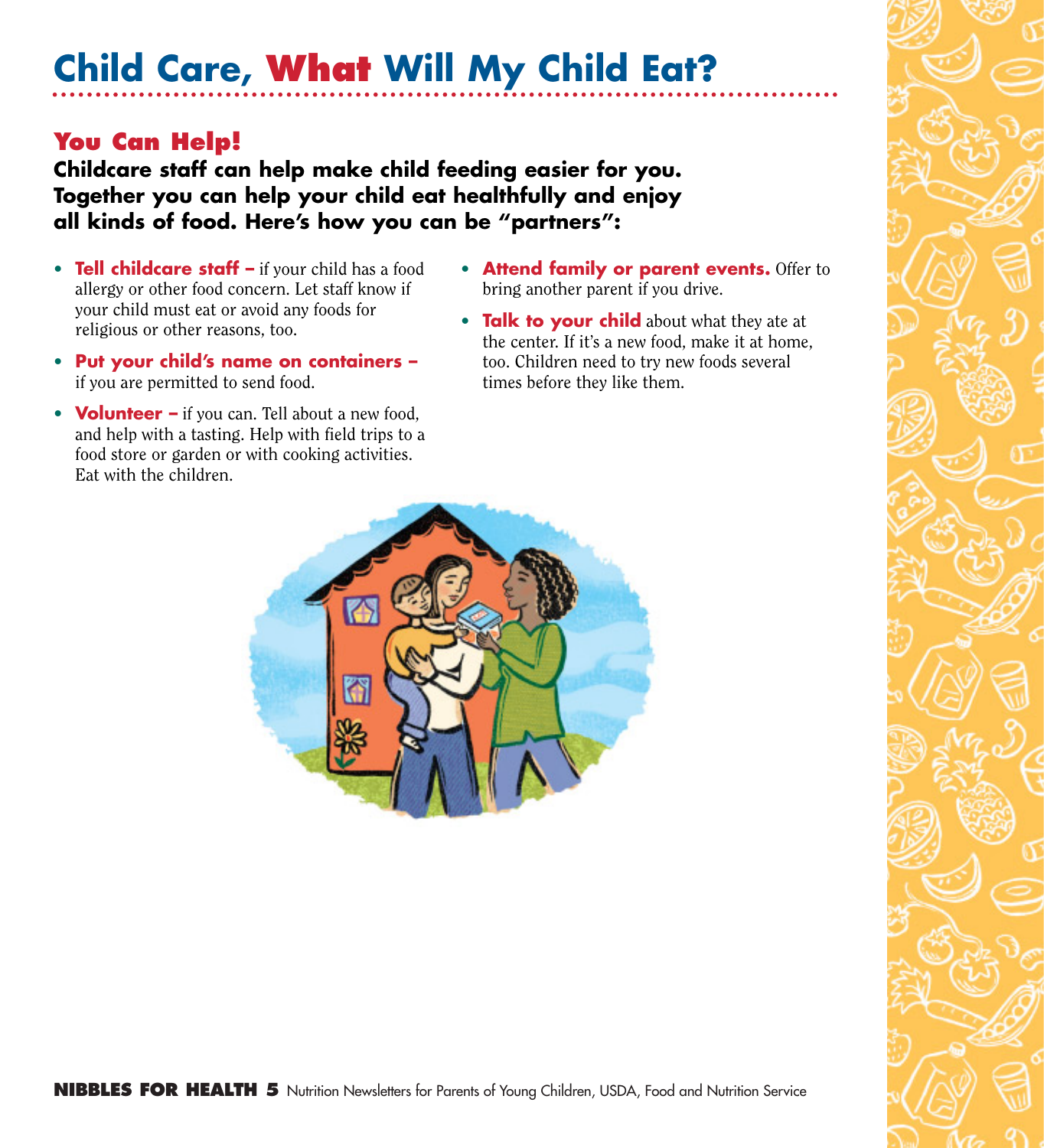# Child Care, What Will My Child Eat?

## You Can Help!

**Childcare staff can help make child feeding easier for you. Together you can help your child eat healthfully and enjoy all kinds of food. Here's how you can be "partners":**

- **Tell childcare staff –** if your child has a food allergy or other food concern. Let staff know if your child must eat or avoid any foods for religious or other reasons, too.
- **Put your child's name on containers –** if you are permitted to send food.
- **Volunteer –** if you can. Tell about a new food, and help with a tasting. Help with field trips to a food store or garden or with cooking activities. Eat with the children.
- **Attend family or parent events.** Offer to bring another parent if you drive.
- **Talk to your child** about what they ate at the center. If it's a new food, make it at home, too. Children need to try new foods several times before they like them.